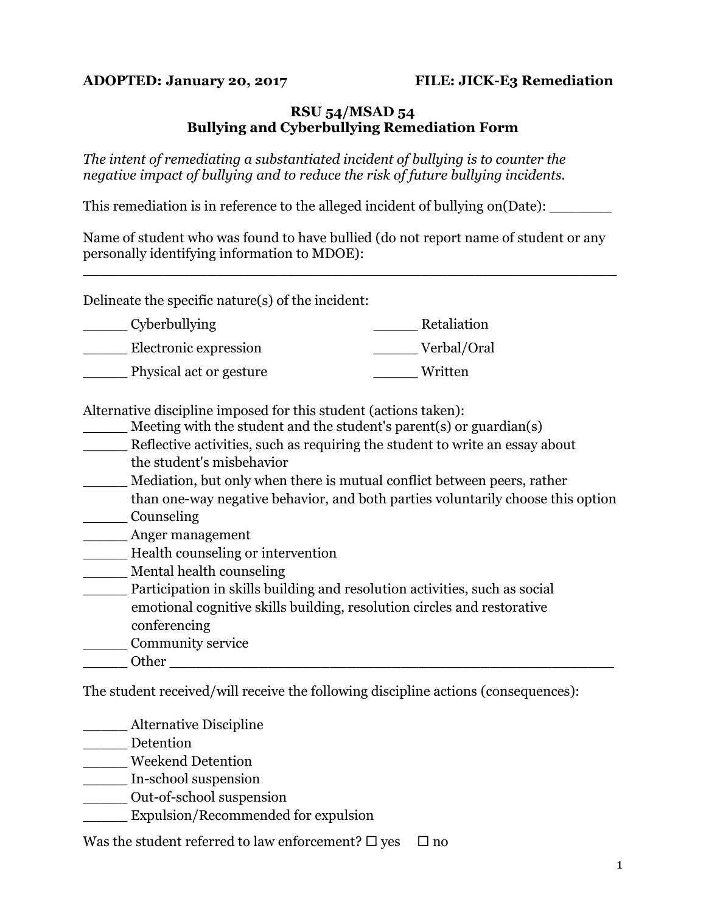**ADOPTED: January 20, 2017** **FILE: JICK-E3 Remediation**

## RSU 54/MSAD 54
## Bullying and Cyberbullying Remediation Form

*The intent of remediating a substantiated incident of bullying is to counter the negative impact of bullying and to reduce the risk of future bullying incidents.*

This remediation is in reference to the alleged incident of bullying on(Date): _______

Name of student who was found to have bullied (do not report name of student or any personally identifying information to MDOE):
_______________________________________________________

Delineate the specific nature(s) of the incident:

_____ Cyberbullying

_____ Electronic expression

_____ Physical act or gesture

_____ Retaliation

_____ Verbal/Oral

_____ Written

Alternative discipline imposed for this student (actions taken):

_____ Meeting with the student and the student's parent(s) or guardian(s)
_____ Reflective activities, such as requiring the student to write an essay about the student's misbehavior
_____ Mediation, but only when there is mutual conflict between peers, rather than one-way negative behavior, and both parties voluntarily choose this option
_____ Counseling
_____ Anger management
_____ Health counseling or intervention
_____ Mental health counseling
_____ Participation in skills building and resolution activities, such as social emotional cognitive skills building, resolution circles and restorative conferencing
_____ Community service
_____ Other _______________________________________________

The student received/will receive the following discipline actions (consequences):

_____ Alternative Discipline
_____ Detention
_____ Weekend Detention
_____ In-school suspension
_____ Out-of-school suspension
_____ Expulsion/Recommended for expulsion

Was the student referred to law enforcement? ☐ yes ☐ no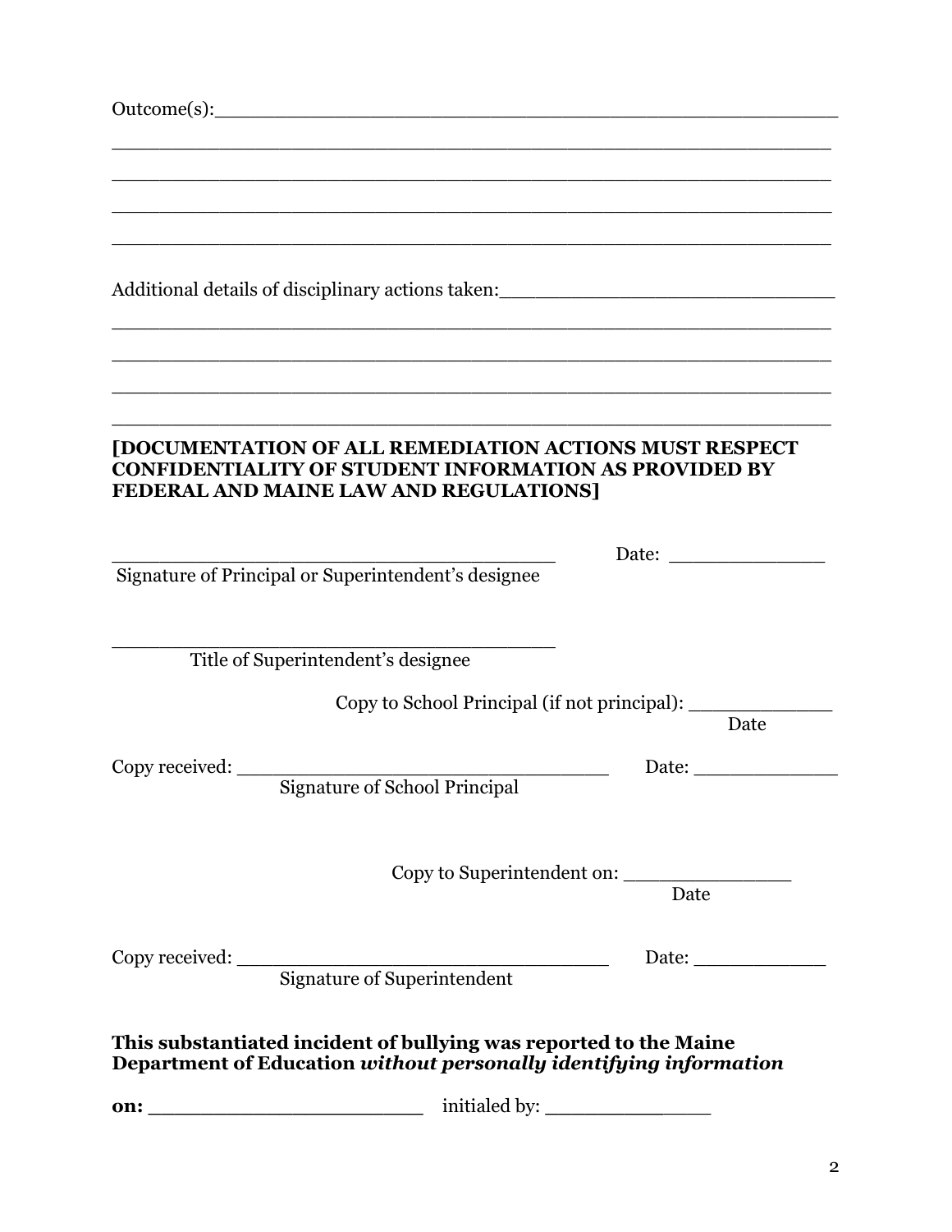Outcome(s):_______________________________________________________

_______________________________________________________________

_______________________________________________________________

_______________________________________________________________

_______________________________________________________________

Additional details of disciplinary actions taken:_____________________________

_______________________________________________________________

_______________________________________________________________

_______________________________________________________________

_______________________________________________________________

**[DOCUMENTATION OF ALL REMEDIATION ACTIONS MUST RESPECT CONFIDENTIALITY OF STUDENT INFORMATION AS PROVIDED BY FEDERAL AND MAINE LAW AND REGULATIONS]**

_____________________________________ Date: ______________
Signature of Principal or Superintendent's designee

_____________________________________
Title of Superintendent's designee

Copy to School Principal (if not principal): _____________
Date

Copy received: ______________________________ Date: _____________
Signature of School Principal

Copy to Superintendent on: _______________
Date

Copy received: ______________________________ Date: ____________
Signature of Superintendent

**This substantiated incident of bullying was reported to the Maine Department of Education *without personally identifying information***

**on:** ______________________ initialed by: ______________